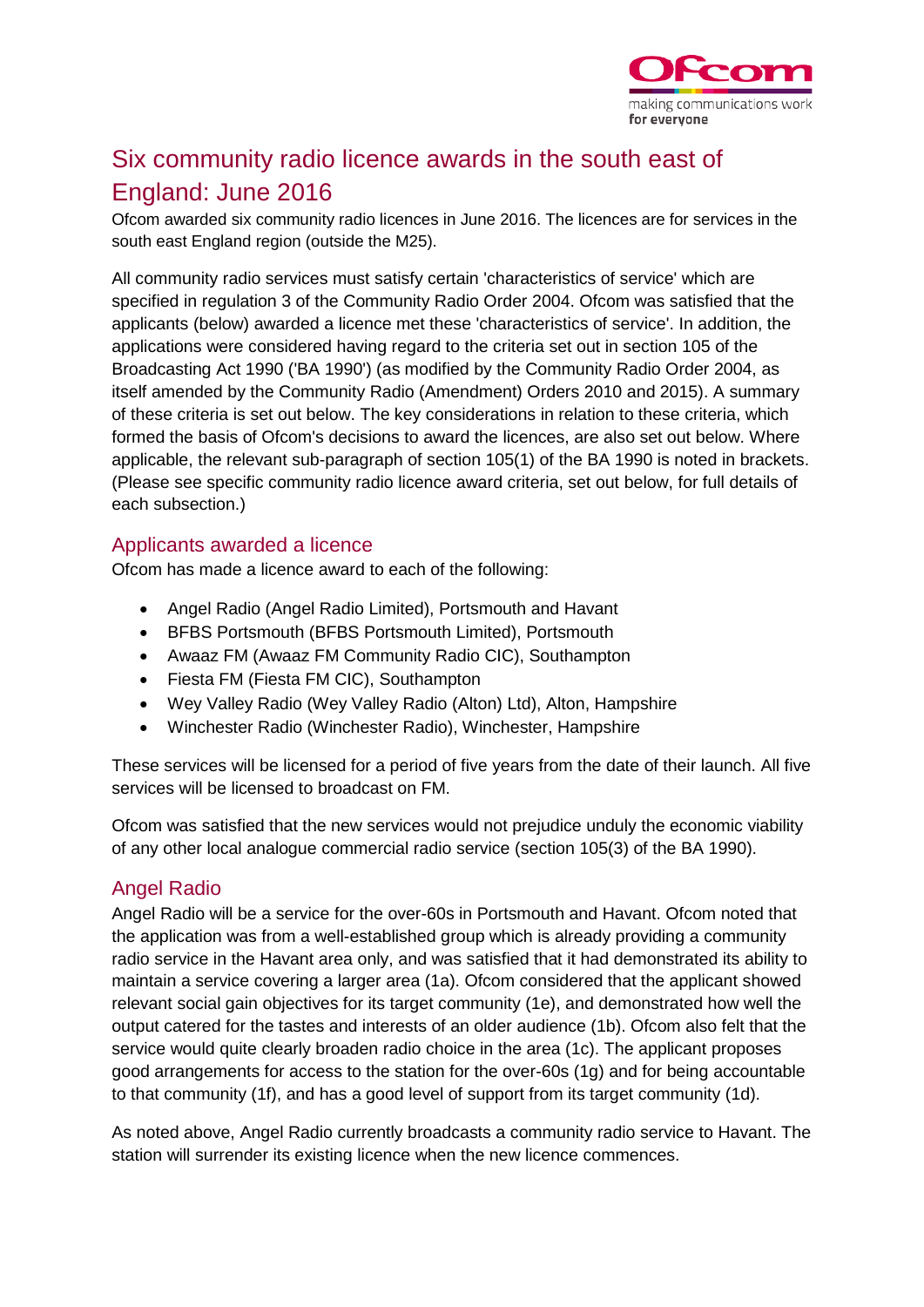# Six community radio licence awards in the south east of England: June 2016

Ofcom awarded six community radio licences in June 2016. The licences are for services in the south east England region (outside the M25).

All community radio services must satisfy certain 'characteristics of service' which are specified in regulation 3 of the Community Radio Order 2004. Ofcom was satisfied that the applicants (below) awarded a licence met these 'characteristics of service'. In addition, the applications were considered having regard to the criteria set out in section 105 of the Broadcasting Act 1990 ('BA 1990') (as modified by the Community Radio Order 2004, as itself amended by the Community Radio (Amendment) Orders 2010 and 2015). A summary of these criteria is set out below. The key considerations in relation to these criteria, which formed the basis of Ofcom's decisions to award the licences, are also set out below. Where applicable, the relevant sub-paragraph of section 105(1) of the BA 1990 is noted in brackets. (Please see specific community radio licence award criteria, set out below, for full details of each subsection.)

## Applicants awarded a licence

Ofcom has made a licence award to each of the following:

- Angel Radio (Angel Radio Limited), Portsmouth and Havant
- BFBS Portsmouth (BFBS Portsmouth Limited), Portsmouth
- Awaaz FM (Awaaz FM Community Radio CIC), Southampton
- Fiesta FM (Fiesta FM CIC), Southampton
- Wey Valley Radio (Wey Valley Radio (Alton) Ltd), Alton, Hampshire
- Winchester Radio (Winchester Radio), Winchester, Hampshire

These services will be licensed for a period of five years from the date of their launch. All five services will be licensed to broadcast on FM.

Ofcom was satisfied that the new services would not prejudice unduly the economic viability of any other local analogue commercial radio service (section 105(3) of the BA 1990).

## Angel Radio

Angel Radio will be a service for the over-60s in Portsmouth and Havant. Ofcom noted that the application was from a well-established group which is already providing a community radio service in the Havant area only, and was satisfied that it had demonstrated its ability to maintain a service covering a larger area (1a). Ofcom considered that the applicant showed relevant social gain objectives for its target community (1e), and demonstrated how well the output catered for the tastes and interests of an older audience (1b). Ofcom also felt that the service would quite clearly broaden radio choice in the area (1c). The applicant proposes good arrangements for access to the station for the over-60s (1g) and for being accountable to that community (1f), and has a good level of support from its target community (1d).

As noted above, Angel Radio currently broadcasts a community radio service to Havant. The station will surrender its existing licence when the new licence commences.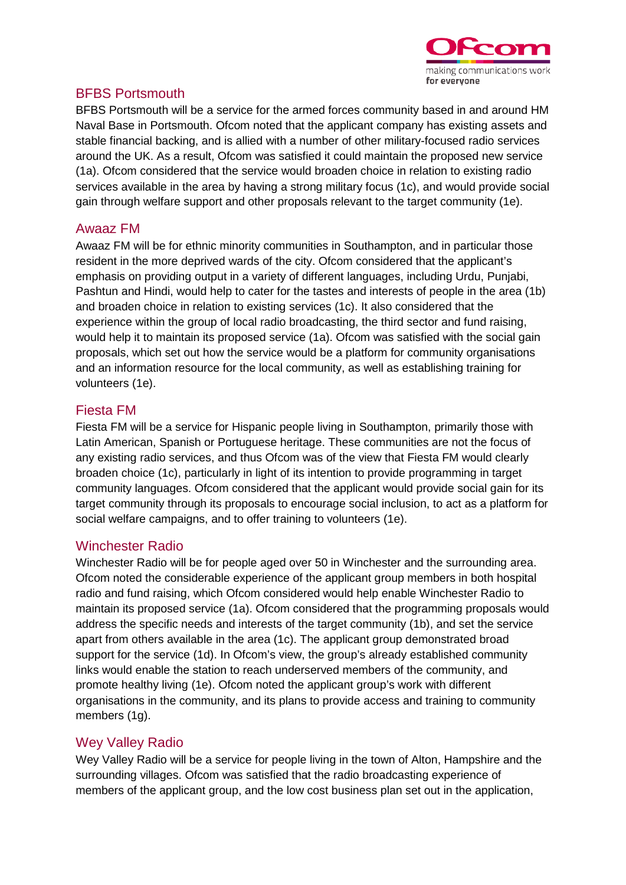## BFBS Portsmouth

BFBS Portsmouth will be a service for the armed forces community based in and around HM Naval Base in Portsmouth. Ofcom noted that the applicant company has existing assets and stable financial backing, and is allied with a number of other military-focused radio services around the UK. As a result, Ofcom was satisfied it could maintain the proposed new service (1a). Ofcom considered that the service would broaden choice in relation to existing radio services available in the area by having a strong military focus (1c), and would provide social gain through welfare support and other proposals relevant to the target community (1e).

## Awaaz FM

Awaaz FM will be for ethnic minority communities in Southampton, and in particular those resident in the more deprived wards of the city. Ofcom considered that the applicant's emphasis on providing output in a variety of different languages, including Urdu, Punjabi, Pashtun and Hindi, would help to cater for the tastes and interests of people in the area (1b) and broaden choice in relation to existing services (1c). It also considered that the experience within the group of local radio broadcasting, the third sector and fund raising, would help it to maintain its proposed service (1a). Ofcom was satisfied with the social gain proposals, which set out how the service would be a platform for community organisations and an information resource for the local community, as well as establishing training for volunteers (1e).

## Fiesta FM

Fiesta FM will be a service for Hispanic people living in Southampton, primarily those with Latin American, Spanish or Portuguese heritage. These communities are not the focus of any existing radio services, and thus Ofcom was of the view that Fiesta FM would clearly broaden choice (1c), particularly in light of its intention to provide programming in target community languages. Ofcom considered that the applicant would provide social gain for its target community through its proposals to encourage social inclusion, to act as a platform for social welfare campaigns, and to offer training to volunteers (1e).

## Winchester Radio

Winchester Radio will be for people aged over 50 in Winchester and the surrounding area. Ofcom noted the considerable experience of the applicant group members in both hospital radio and fund raising, which Ofcom considered would help enable Winchester Radio to maintain its proposed service (1a). Ofcom considered that the programming proposals would address the specific needs and interests of the target community (1b), and set the service apart from others available in the area (1c). The applicant group demonstrated broad support for the service (1d). In Ofcom's view, the group's already established community links would enable the station to reach underserved members of the community, and promote healthy living (1e). Ofcom noted the applicant group's work with different organisations in the community, and its plans to provide access and training to community members (1g).

## Wey Valley Radio

Wey Valley Radio will be a service for people living in the town of Alton, Hampshire and the surrounding villages. Ofcom was satisfied that the radio broadcasting experience of members of the applicant group, and the low cost business plan set out in the application,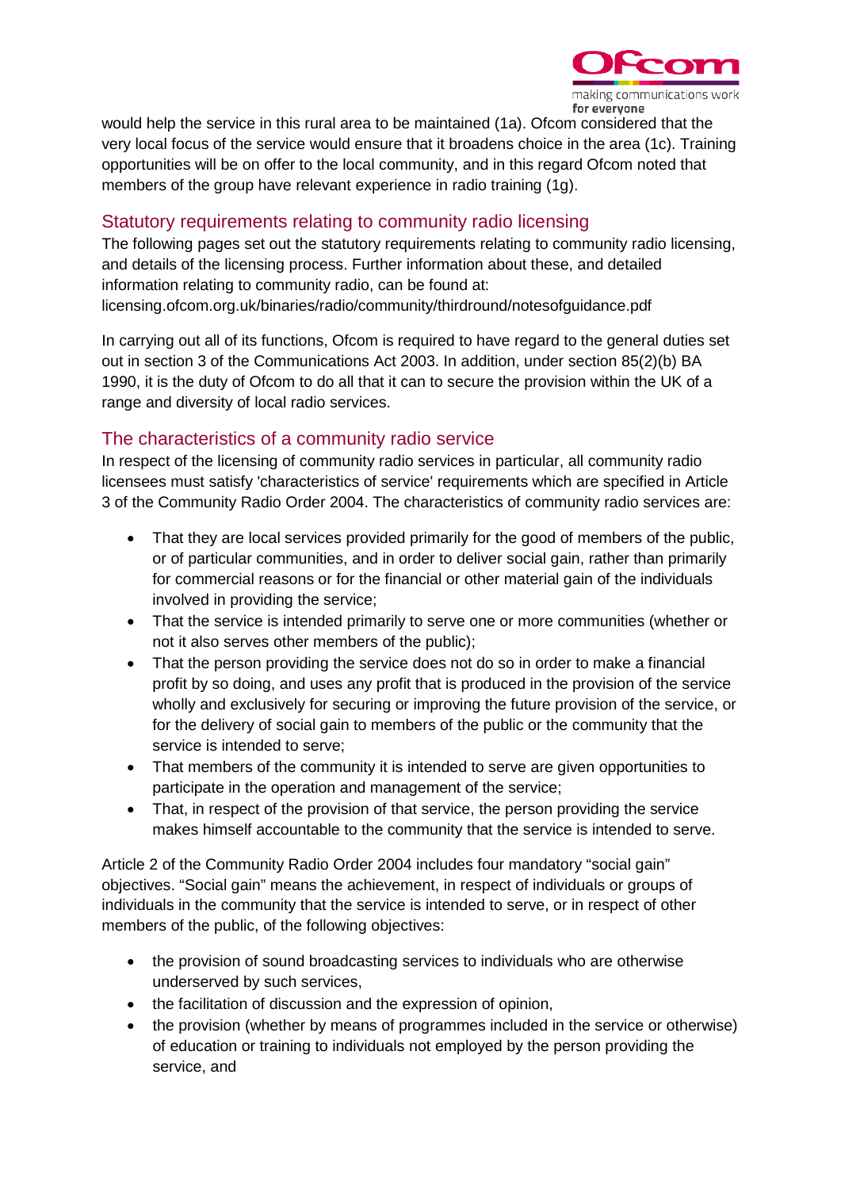would help the service in this rural area to be maintained (1a). Ofcom considered that the very local focus of the service would ensure that it broadens choice in the area (1c). Training opportunities will be on offer to the local community, and in this regard Ofcom noted that members of the group have relevant experience in radio training (1g).

## Statutory requirements relating to community radio licensing

The following pages set out the statutory requirements relating to community radio licensing, and details of the licensing process. Further information about these, and detailed information relating to community radio, can be found at: licensing.ofcom.org.uk/binaries/radio/community/thirdround/notesofguidance.pdf

In carrying out all of its functions, Ofcom is required to have regard to the general duties set out in section 3 of the Communications Act 2003. In addition, under section 85(2)(b) BA 1990, it is the duty of Ofcom to do all that it can to secure the provision within the UK of a range and diversity of local radio services.

## The characteristics of a community radio service

In respect of the licensing of community radio services in particular, all community radio licensees must satisfy 'characteristics of service' requirements which are specified in Article 3 of the Community Radio Order 2004. The characteristics of community radio services are:

- That they are local services provided primarily for the good of members of the public, or of particular communities, and in order to deliver social gain, rather than primarily for commercial reasons or for the financial or other material gain of the individuals involved in providing the service;
- That the service is intended primarily to serve one or more communities (whether or not it also serves other members of the public);
- That the person providing the service does not do so in order to make a financial profit by so doing, and uses any profit that is produced in the provision of the service wholly and exclusively for securing or improving the future provision of the service, or for the delivery of social gain to members of the public or the community that the service is intended to serve;
- That members of the community it is intended to serve are given opportunities to participate in the operation and management of the service;
- That, in respect of the provision of that service, the person providing the service makes himself accountable to the community that the service is intended to serve.

Article 2 of the Community Radio Order 2004 includes four mandatory "social gain" objectives. "Social gain" means the achievement, in respect of individuals or groups of individuals in the community that the service is intended to serve, or in respect of other members of the public, of the following objectives:

- the provision of sound broadcasting services to individuals who are otherwise underserved by such services,
- the facilitation of discussion and the expression of opinion,
- the provision (whether by means of programmes included in the service or otherwise) of education or training to individuals not employed by the person providing the service, and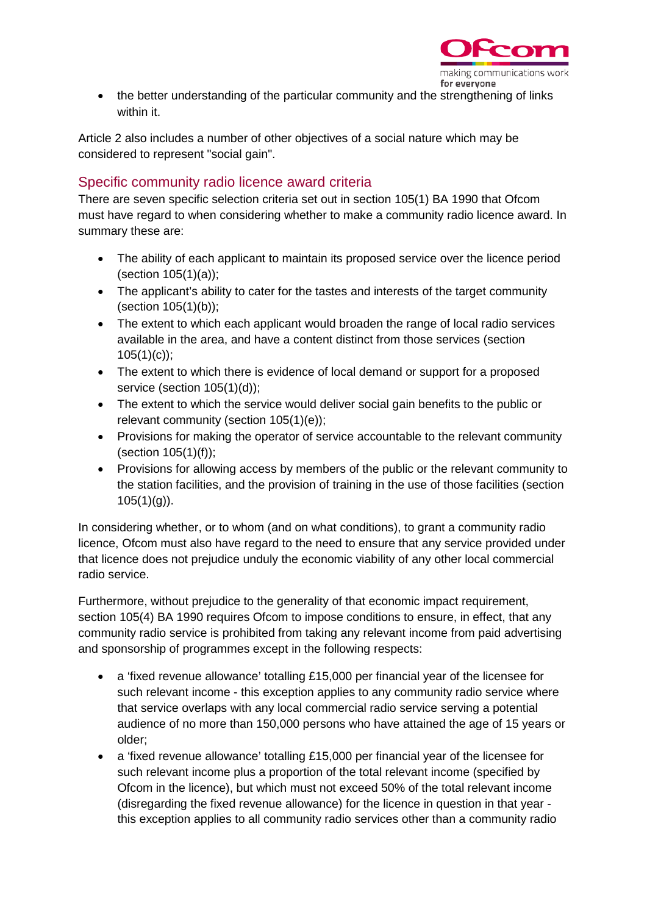- the better understanding of the particular community and the strengthening of links within it.

Article 2 also includes a number of other objectives of a social nature which may be considered to represent "social gain".

## Specific community radio licence award criteria

There are seven specific selection criteria set out in section 105(1) BA 1990 that Ofcom must have regard to when considering whether to make a community radio licence award. In summary these are:

- The ability of each applicant to maintain its proposed service over the licence period (section 105(1)(a));
- The applicant's ability to cater for the tastes and interests of the target community (section 105(1)(b));
- The extent to which each applicant would broaden the range of local radio services available in the area, and have a content distinct from those services (section 105(1)(c));
- The extent to which there is evidence of local demand or support for a proposed service (section 105(1)(d));
- The extent to which the service would deliver social gain benefits to the public or relevant community (section 105(1)(e));
- Provisions for making the operator of service accountable to the relevant community (section 105(1)(f));
- Provisions for allowing access by members of the public or the relevant community to the station facilities, and the provision of training in the use of those facilities (section 105(1)(g)).

In considering whether, or to whom (and on what conditions), to grant a community radio licence, Ofcom must also have regard to the need to ensure that any service provided under that licence does not prejudice unduly the economic viability of any other local commercial radio service.

Furthermore, without prejudice to the generality of that economic impact requirement, section 105(4) BA 1990 requires Ofcom to impose conditions to ensure, in effect, that any community radio service is prohibited from taking any relevant income from paid advertising and sponsorship of programmes except in the following respects:

- a 'fixed revenue allowance' totalling £15,000 per financial year of the licensee for such relevant income - this exception applies to any community radio service where that service overlaps with any local commercial radio service serving a potential audience of no more than 150,000 persons who have attained the age of 15 years or older;
- a 'fixed revenue allowance' totalling £15,000 per financial year of the licensee for such relevant income plus a proportion of the total relevant income (specified by Ofcom in the licence), but which must not exceed 50% of the total relevant income (disregarding the fixed revenue allowance) for the licence in question in that year - this exception applies to all community radio services other than a community radio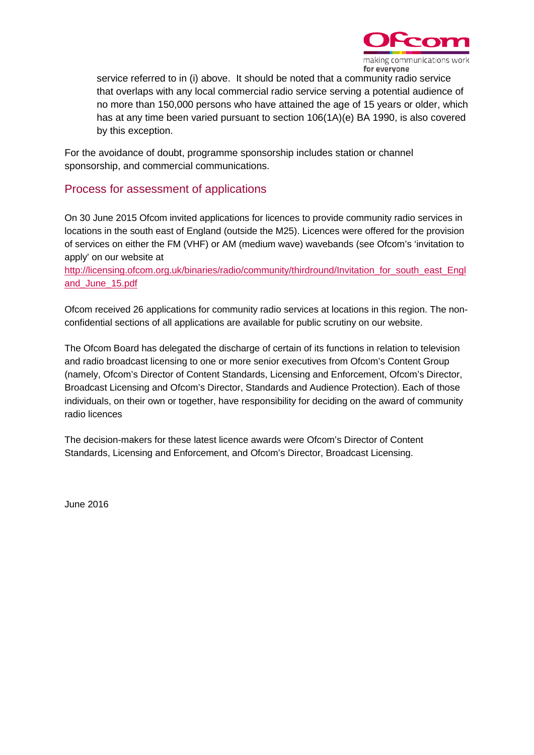service referred to in (i) above. It should be noted that a community radio service that overlaps with any local commercial radio service serving a potential audience of no more than 150,000 persons who have attained the age of 15 years or older, which has at any time been varied pursuant to section 106(1A)(e) BA 1990, is also covered by this exception.

For the avoidance of doubt, programme sponsorship includes station or channel sponsorship, and commercial communications.

## Process for assessment of applications

On 30 June 2015 Ofcom invited applications for licences to provide community radio services in locations in the south east of England (outside the M25). Licences were offered for the provision of services on either the FM (VHF) or AM (medium wave) wavebands (see Ofcom's 'invitation to apply' on our website at http://licensing.ofcom.org.uk/binaries/radio/community/thirdround/Invitation_for_south_east_England_June_15.pdf

Ofcom received 26 applications for community radio services at locations in this region. The non-confidential sections of all applications are available for public scrutiny on our website.

The Ofcom Board has delegated the discharge of certain of its functions in relation to television and radio broadcast licensing to one or more senior executives from Ofcom's Content Group (namely, Ofcom's Director of Content Standards, Licensing and Enforcement, Ofcom's Director, Broadcast Licensing and Ofcom's Director, Standards and Audience Protection). Each of those individuals, on their own or together, have responsibility for deciding on the award of community radio licences

The decision-makers for these latest licence awards were Ofcom's Director of Content Standards, Licensing and Enforcement, and Ofcom's Director, Broadcast Licensing.

June 2016